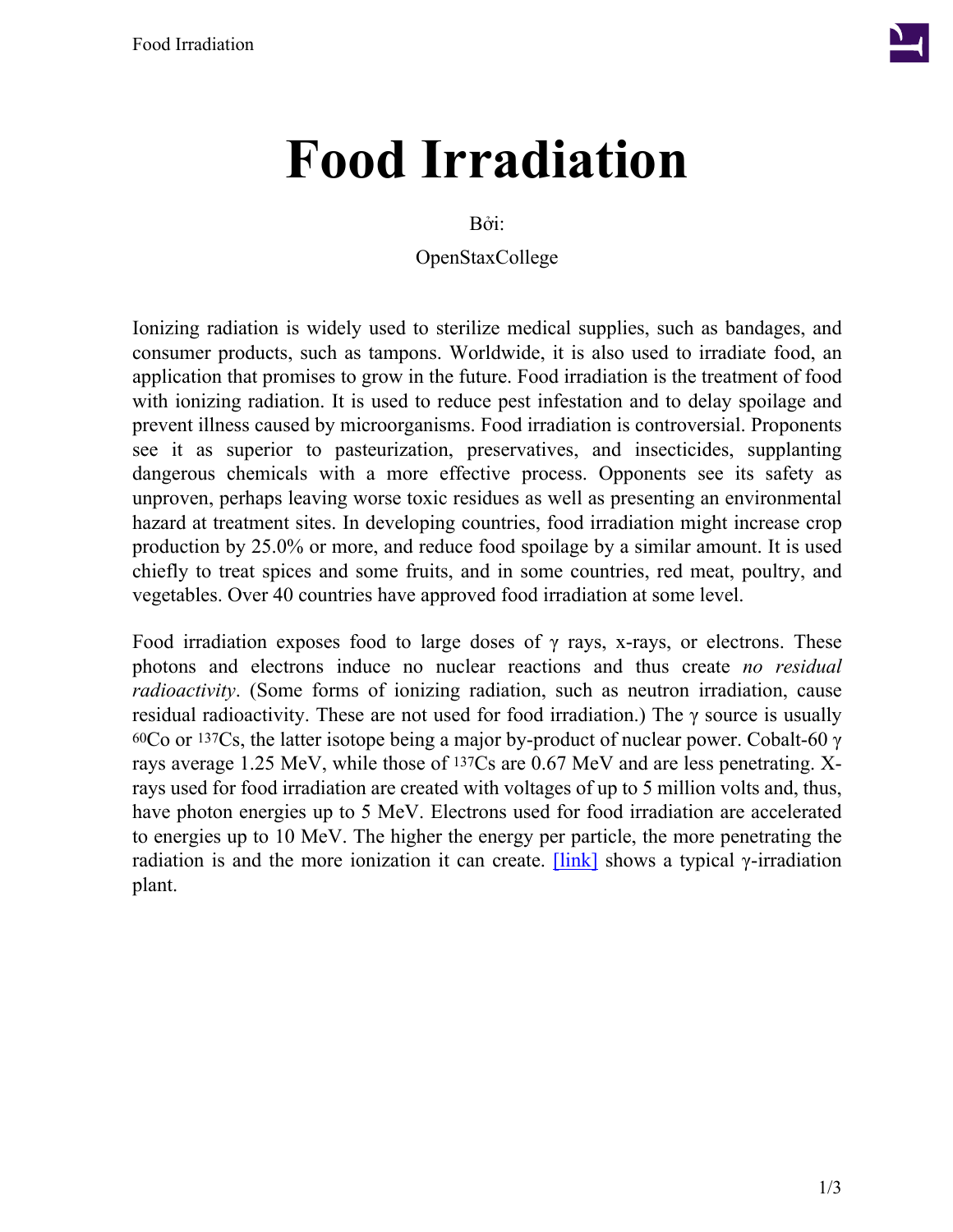# Food Irradiation

Bởi:

OpenStaxCollege

Ionizing radiation is widely used to sterilize medical supplies, such as bandages, and consumer products, such as tampons. Worldwide, it is also used to irradiate food, an application that promises to grow in the future. Food irradiation is the treatment of food with ionizing radiation. It is used to reduce pest infestation and to delay spoilage and prevent illness caused by microorganisms. Food irradiation is controversial. Proponents see it as superior to pasteurization, preservatives, and insecticides, supplanting dangerous chemicals with a more effective process. Opponents see its safety as unproven, perhaps leaving worse toxic residues as well as presenting an environmental hazard at treatment sites. In developing countries, food irradiation might increase crop production by 25.0% or more, and reduce food spoilage by a similar amount. It is used chiefly to treat spices and some fruits, and in some countries, red meat, poultry, and vegetables. Over 40 countries have approved food irradiation at some level.

Food irradiation exposes food to large doses of $\gamma$ rays, x-rays, or electrons. These photons and electrons induce no nuclear reactions and thus create *no residual radioactivity*. (Some forms of ionizing radiation, such as neutron irradiation, cause residual radioactivity. These are not used for food irradiation.) The $\gamma$ source is usually $^{60}$Co or $^{137}$Cs, the latter isotope being a major by-product of nuclear power. Cobalt-60 $\gamma$ rays average 1.25 MeV, while those of $^{137}$Cs are 0.67 MeV and are less penetrating. X-rays used for food irradiation are created with voltages of up to 5 million volts and, thus, have photon energies up to 5 MeV. Electrons used for food irradiation are accelerated to energies up to 10 MeV. The higher the energy per particle, the more penetrating the radiation is and the more ionization it can create. [link] shows a typical $\gamma$-irradiation plant.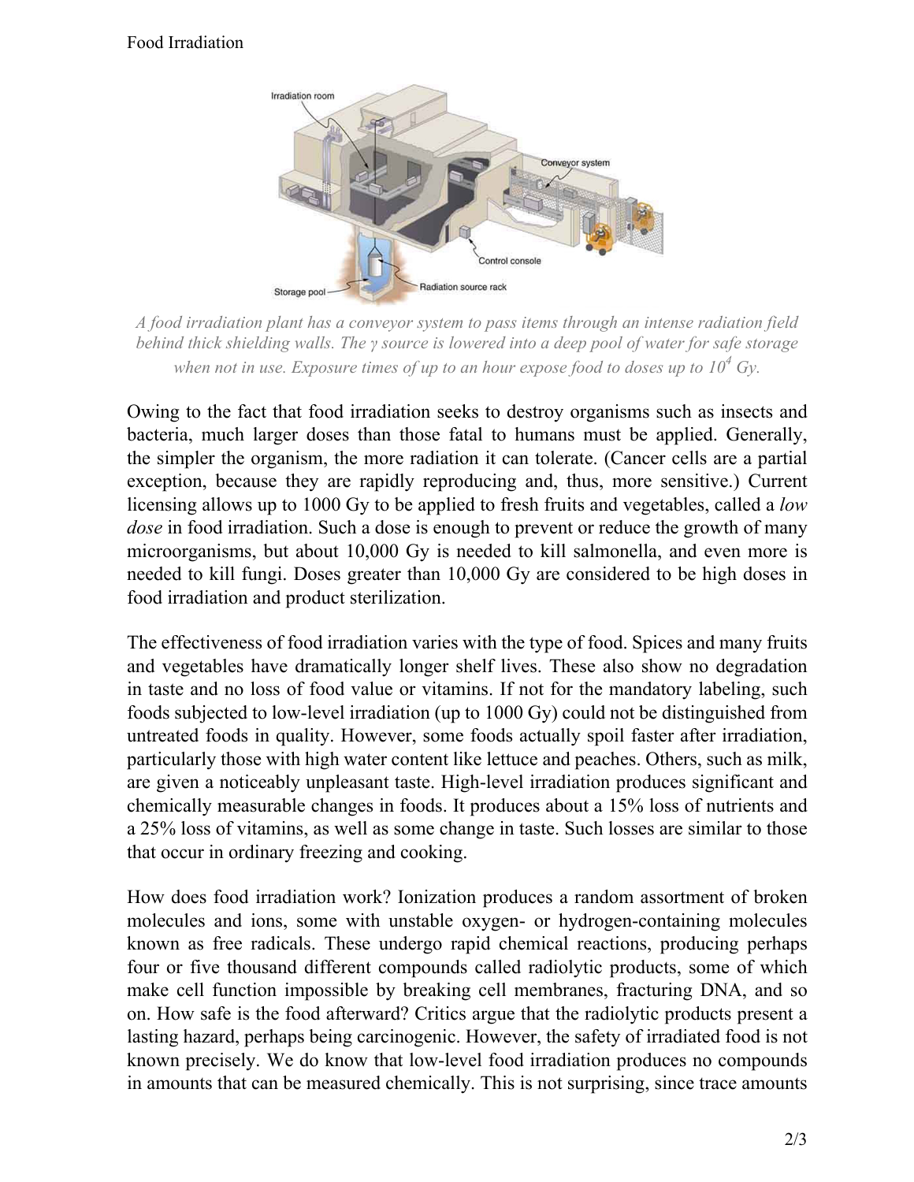A food irradiation plant has a conveyor system to pass items through an intense radiation field behind thick shielding walls. The γ source is lowered into a deep pool of water for safe storage when not in use. Exposure times of up to an hour expose food to doses up to $10^4$ Gy.

Owing to the fact that food irradiation seeks to destroy organisms such as insects and bacteria, much larger doses than those fatal to humans must be applied. Generally, the simpler the organism, the more radiation it can tolerate. (Cancer cells are a partial exception, because they are rapidly reproducing and, thus, more sensitive.) Current licensing allows up to 1000 Gy to be applied to fresh fruits and vegetables, called a *low dose* in food irradiation. Such a dose is enough to prevent or reduce the growth of many microorganisms, but about 10,000 Gy is needed to kill salmonella, and even more is needed to kill fungi. Doses greater than 10,000 Gy are considered to be high doses in food irradiation and product sterilization.

The effectiveness of food irradiation varies with the type of food. Spices and many fruits and vegetables have dramatically longer shelf lives. These also show no degradation in taste and no loss of food value or vitamins. If not for the mandatory labeling, such foods subjected to low-level irradiation (up to 1000 Gy) could not be distinguished from untreated foods in quality. However, some foods actually spoil faster after irradiation, particularly those with high water content like lettuce and peaches. Others, such as milk, are given a noticeably unpleasant taste. High-level irradiation produces significant and chemically measurable changes in foods. It produces about a 15% loss of nutrients and a 25% loss of vitamins, as well as some change in taste. Such losses are similar to those that occur in ordinary freezing and cooking.

How does food irradiation work? Ionization produces a random assortment of broken molecules and ions, some with unstable oxygen- or hydrogen-containing molecules known as free radicals. These undergo rapid chemical reactions, producing perhaps four or five thousand different compounds called radiolytic products, some of which make cell function impossible by breaking cell membranes, fracturing DNA, and so on. How safe is the food afterward? Critics argue that the radiolytic products present a lasting hazard, perhaps being carcinogenic. However, the safety of irradiated food is not known precisely. We do know that low-level food irradiation produces no compounds in amounts that can be measured chemically. This is not surprising, since trace amounts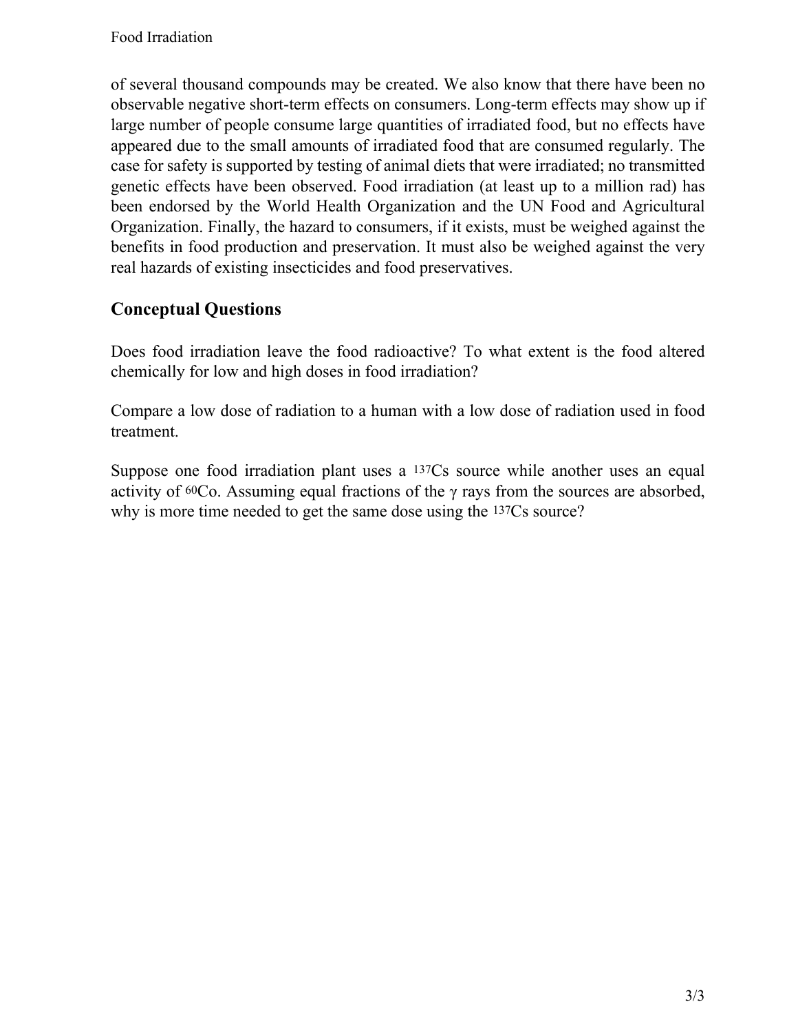of several thousand compounds may be created. We also know that there have been no observable negative short-term effects on consumers. Long-term effects may show up if large number of people consume large quantities of irradiated food, but no effects have appeared due to the small amounts of irradiated food that are consumed regularly. The case for safety is supported by testing of animal diets that were irradiated; no transmitted genetic effects have been observed. Food irradiation (at least up to a million rad) has been endorsed by the World Health Organization and the UN Food and Agricultural Organization. Finally, the hazard to consumers, if it exists, must be weighed against the benefits in food production and preservation. It must also be weighed against the very real hazards of existing insecticides and food preservatives.

## Conceptual Questions

Does food irradiation leave the food radioactive? To what extent is the food altered chemically for low and high doses in food irradiation?

Compare a low dose of radiation to a human with a low dose of radiation used in food treatment.

Suppose one food irradiation plant uses a $^{137}$Cs source while another uses an equal activity of $^{60}$Co. Assuming equal fractions of the $\gamma$ rays from the sources are absorbed, why is more time needed to get the same dose using the $^{137}$Cs source?